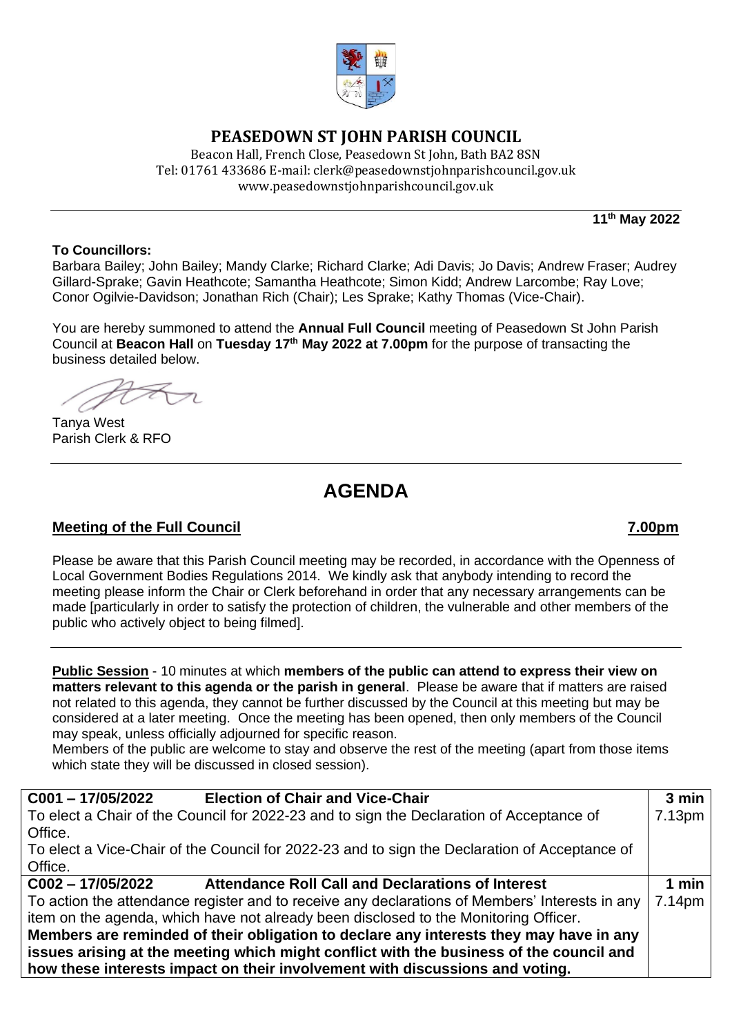# PEASEDOWN ST JOHN PARISH COUNCIL

Beacon Hall, French Close, Peasedown St John, Bath BA2 8SN
Tel: 01761 433686 E-mail: clerk@peasedownstjohnparishcouncil.gov.uk
www.peasedownstjohnparishcouncil.gov.uk

**11th May 2022**

**To Councillors:**
Barbara Bailey; John Bailey; Mandy Clarke; Richard Clarke; Adi Davis; Jo Davis; Andrew Fraser; Audrey Gillard-Sprake; Gavin Heathcote; Samantha Heathcote; Simon Kidd; Andrew Larcombe; Ray Love; Conor Ogilvie-Davidson; Jonathan Rich (Chair); Les Sprake; Kathy Thomas (Vice-Chair).

You are hereby summoned to attend the **Annual Full Council** meeting of Peasedown St John Parish Council at **Beacon Hall** on **Tuesday 17th May 2022 at 7.00pm** for the purpose of transacting the business detailed below.

Tanya West
Parish Clerk & RFO

# AGENDA

## Meeting of the Full Council — 7.00pm

Please be aware that this Parish Council meeting may be recorded, in accordance with the Openness of Local Government Bodies Regulations 2014. We kindly ask that anybody intending to record the meeting please inform the Chair or Clerk beforehand in order that any necessary arrangements can be made [particularly in order to satisfy the protection of children, the vulnerable and other members of the public who actively object to being filmed].

**Public Session** - 10 minutes at which **members of the public can attend to express their view on matters relevant to this agenda or the parish in general**. Please be aware that if matters are raised not related to this agenda, they cannot be further discussed by the Council at this meeting but may be considered at a later meeting. Once the meeting has been opened, then only members of the Council may speak, unless officially adjourned for specific reason.
Members of the public are welcome to stay and observe the rest of the meeting (apart from those items which state they will be discussed in closed session).

| Item | Time |
|---|---|
| **C001 – 17/05/2022 Election of Chair and Vice-Chair**<br>To elect a Chair of the Council for 2022-23 and to sign the Declaration of Acceptance of Office.<br>To elect a Vice-Chair of the Council for 2022-23 and to sign the Declaration of Acceptance of Office. | **3 min**<br>7.13pm |
| **C002 – 17/05/2022 Attendance Roll Call and Declarations of Interest**<br>To action the attendance register and to receive any declarations of Members' Interests in any item on the agenda, which have not already been disclosed to the Monitoring Officer.<br>**Members are reminded of their obligation to declare any interests they may have in any issues arising at the meeting which might conflict with the business of the council and how these interests impact on their involvement with discussions and voting.** | **1 min**<br>7.14pm |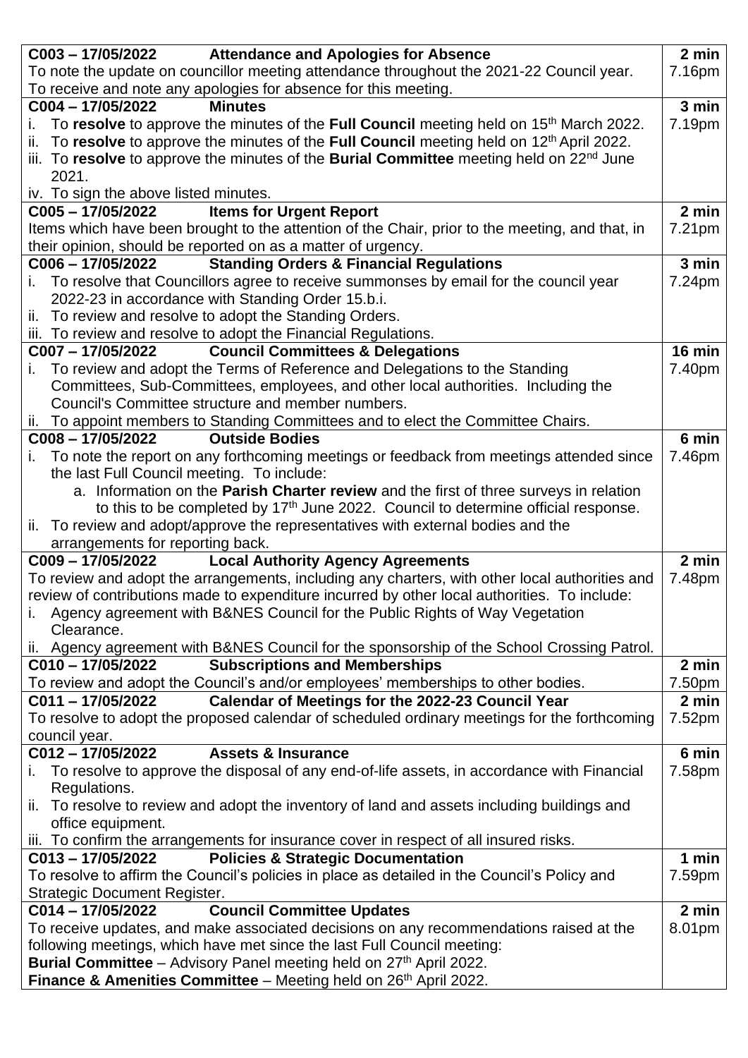| | |
|---|---|
| **C003 – 17/05/2022 Attendance and Apologies for Absence**<br>To note the update on councillor meeting attendance throughout the 2021-22 Council year.<br>To receive and note any apologies for absence for this meeting. | **2 min**<br>7.16pm |
| **C004 – 17/05/2022 Minutes**<br>i. To **resolve** to approve the minutes of the **Full Council** meeting held on 15th March 2022.<br>ii. To **resolve** to approve the minutes of the **Full Council** meeting held on 12th April 2022.<br>iii. To **resolve** to approve the minutes of the **Burial Committee** meeting held on 22nd June 2021.<br>iv. To sign the above listed minutes. | **3 min**<br>7.19pm |
| **C005 – 17/05/2022 Items for Urgent Report**<br>Items which have been brought to the attention of the Chair, prior to the meeting, and that, in their opinion, should be reported on as a matter of urgency. | **2 min**<br>7.21pm |
| **C006 – 17/05/2022 Standing Orders & Financial Regulations**<br>i. To resolve that Councillors agree to receive summonses by email for the council year 2022-23 in accordance with Standing Order 15.b.i.<br>ii. To review and resolve to adopt the Standing Orders.<br>iii. To review and resolve to adopt the Financial Regulations. | **3 min**<br>7.24pm |
| **C007 – 17/05/2022 Council Committees & Delegations**<br>i. To review and adopt the Terms of Reference and Delegations to the Standing Committees, Sub-Committees, employees, and other local authorities. Including the Council's Committee structure and member numbers.<br>ii. To appoint members to Standing Committees and to elect the Committee Chairs. | **16 min**<br>7.40pm |
| **C008 – 17/05/2022 Outside Bodies**<br>i. To note the report on any forthcoming meetings or feedback from meetings attended since the last Full Council meeting. To include:<br>a. Information on the **Parish Charter review** and the first of three surveys in relation to this to be completed by 17th June 2022. Council to determine official response.<br>ii. To review and adopt/approve the representatives with external bodies and the arrangements for reporting back. | **6 min**<br>7.46pm |
| **C009 – 17/05/2022 Local Authority Agency Agreements**<br>To review and adopt the arrangements, including any charters, with other local authorities and review of contributions made to expenditure incurred by other local authorities. To include:<br>i. Agency agreement with B&NES Council for the Public Rights of Way Vegetation Clearance.<br>ii. Agency agreement with B&NES Council for the sponsorship of the School Crossing Patrol. | **2 min**<br>7.48pm |
| **C010 – 17/05/2022 Subscriptions and Memberships**<br>To review and adopt the Council's and/or employees' memberships to other bodies. | **2 min**<br>7.50pm |
| **C011 – 17/05/2022 Calendar of Meetings for the 2022-23 Council Year**<br>To resolve to adopt the proposed calendar of scheduled ordinary meetings for the forthcoming council year. | **2 min**<br>7.52pm |
| **C012 – 17/05/2022 Assets & Insurance**<br>i. To resolve to approve the disposal of any end-of-life assets, in accordance with Financial Regulations.<br>ii. To resolve to review and adopt the inventory of land and assets including buildings and office equipment.<br>iii. To confirm the arrangements for insurance cover in respect of all insured risks. | **6 min**<br>7.58pm |
| **C013 – 17/05/2022 Policies & Strategic Documentation**<br>To resolve to affirm the Council's policies in place as detailed in the Council's Policy and Strategic Document Register. | **1 min**<br>7.59pm |
| **C014 – 17/05/2022 Council Committee Updates**<br>To receive updates, and make associated decisions on any recommendations raised at the following meetings, which have met since the last Full Council meeting:<br>**Burial Committee** – Advisory Panel meeting held on 27th April 2022.<br>**Finance & Amenities Committee** – Meeting held on 26th April 2022. | **2 min**<br>8.01pm |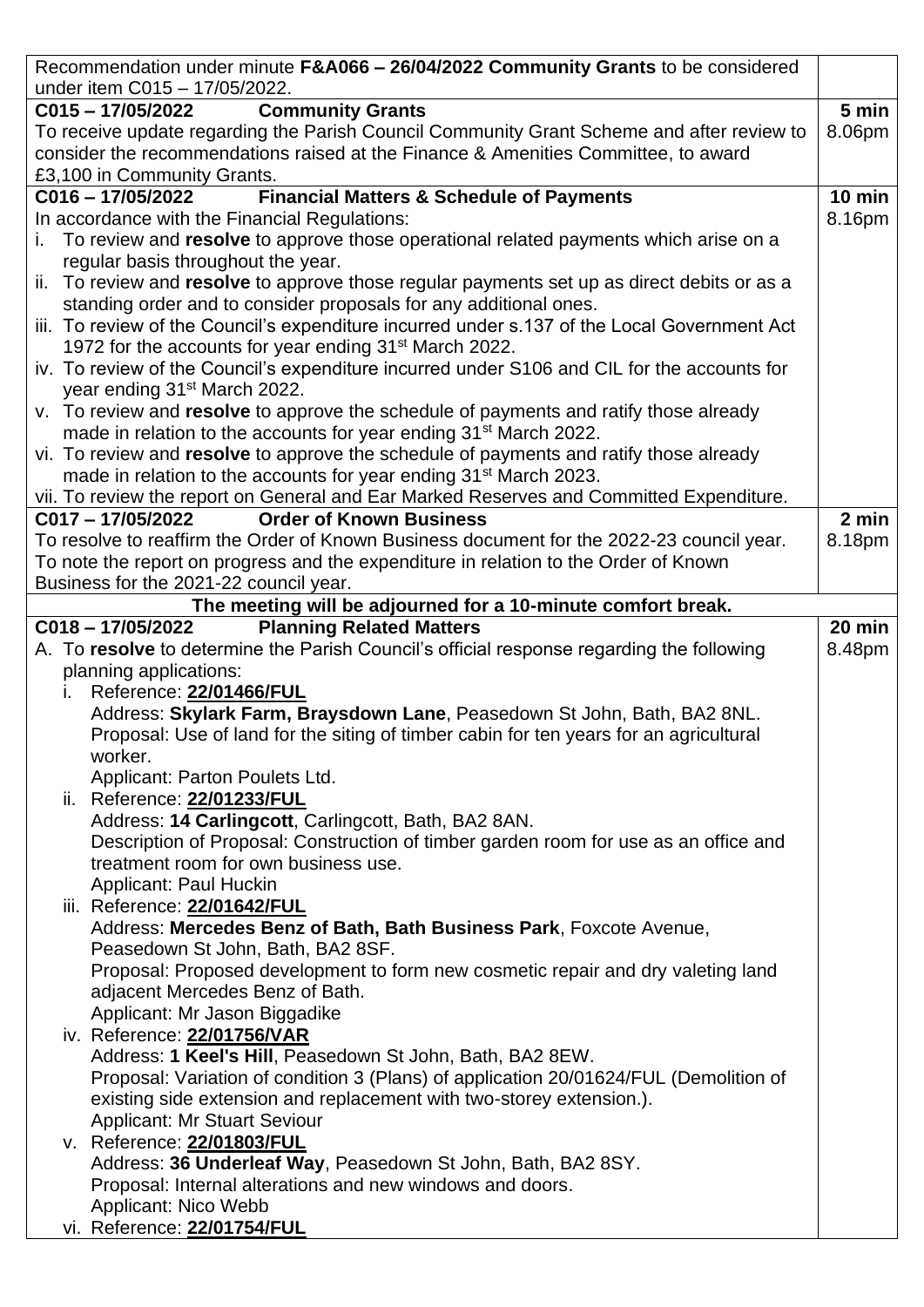| | |
|---|---|
| Recommendation under minute **F&A066 – 26/04/2022 Community Grants** to be considered under item C015 – 17/05/2022. | |
| **C015 – 17/05/2022 Community Grants**<br>To receive update regarding the Parish Council Community Grant Scheme and after review to consider the recommendations raised at the Finance & Amenities Committee, to award £3,100 in Community Grants. | **5 min**<br>8.06pm |
| **C016 – 17/05/2022 Financial Matters & Schedule of Payments**<br>In accordance with the Financial Regulations:<br>i. To review and **resolve** to approve those operational related payments which arise on a regular basis throughout the year.<br>ii. To review and **resolve** to approve those regular payments set up as direct debits or as a standing order and to consider proposals for any additional ones.<br>iii. To review of the Council's expenditure incurred under s.137 of the Local Government Act 1972 for the accounts for year ending 31st March 2022.<br>iv. To review of the Council's expenditure incurred under S106 and CIL for the accounts for year ending 31st March 2022.<br>v. To review and **resolve** to approve the schedule of payments and ratify those already made in relation to the accounts for year ending 31st March 2022.<br>vi. To review and **resolve** to approve the schedule of payments and ratify those already made in relation to the accounts for year ending 31st March 2023.<br>vii. To review the report on General and Ear Marked Reserves and Committed Expenditure. | **10 min**<br>8.16pm |
| **C017 – 17/05/2022 Order of Known Business**<br>To resolve to reaffirm the Order of Known Business document for the 2022-23 council year. To note the report on progress and the expenditure in relation to the Order of Known Business for the 2021-22 council year. | **2 min**<br>8.18pm |
| **The meeting will be adjourned for a 10-minute comfort break.** | |
| **C018 – 17/05/2022 Planning Related Matters**<br>A. To **resolve** to determine the Parish Council's official response regarding the following planning applications:<br>i. Reference: **22/01466/FUL**<br>Address: **Skylark Farm, Braysdown Lane**, Peasedown St John, Bath, BA2 8NL.<br>Proposal: Use of land for the siting of timber cabin for ten years for an agricultural worker.<br>Applicant: Parton Poulets Ltd.<br>ii. Reference: **22/01233/FUL**<br>Address: **14 Carlingcott**, Carlingcott, Bath, BA2 8AN.<br>Description of Proposal: Construction of timber garden room for use as an office and treatment room for own business use.<br>Applicant: Paul Huckin<br>iii. Reference: **22/01642/FUL**<br>Address: **Mercedes Benz of Bath, Bath Business Park**, Foxcote Avenue, Peasedown St John, Bath, BA2 8SF.<br>Proposal: Proposed development to form new cosmetic repair and dry valeting land adjacent Mercedes Benz of Bath.<br>Applicant: Mr Jason Biggadike<br>iv. Reference: **22/01756/VAR**<br>Address: **1 Keel's Hill**, Peasedown St John, Bath, BA2 8EW.<br>Proposal: Variation of condition 3 (Plans) of application 20/01624/FUL (Demolition of existing side extension and replacement with two-storey extension.).<br>Applicant: Mr Stuart Seviour<br>v. Reference: **22/01803/FUL**<br>Address: **36 Underleaf Way**, Peasedown St John, Bath, BA2 8SY.<br>Proposal: Internal alterations and new windows and doors.<br>Applicant: Nico Webb<br>vi. Reference: **22/01754/FUL** | **20 min**<br>8.48pm |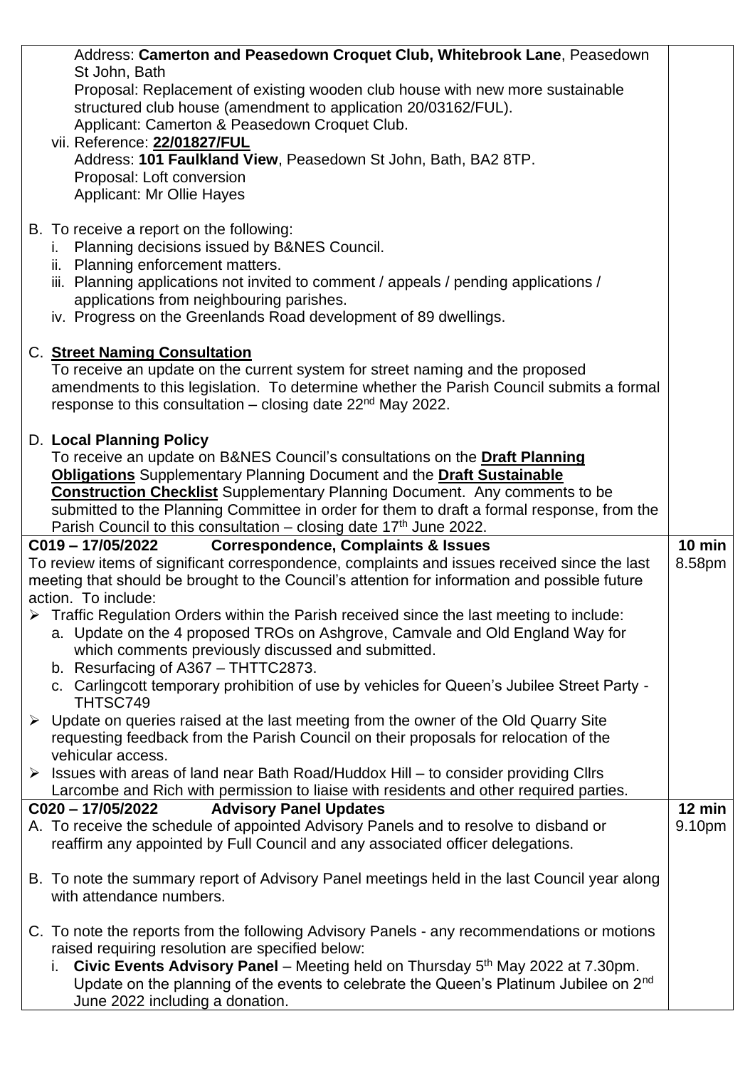| | |
|---|---|
| Address: **Camerton and Peasedown Croquet Club, Whitebrook Lane**, Peasedown St John, Bath<br>Proposal: Replacement of existing wooden club house with new more sustainable structured club house (amendment to application 20/03162/FUL).<br>Applicant: Camerton & Peasedown Croquet Club.<br>vii. Reference: **22/01827/FUL**<br>Address: **101 Faulkland View**, Peasedown St John, Bath, BA2 8TP.<br>Proposal: Loft conversion<br>Applicant: Mr Ollie Hayes<br><br>B. To receive a report on the following:<br>i. Planning decisions issued by B&NES Council.<br>ii. Planning enforcement matters.<br>iii. Planning applications not invited to comment / appeals / pending applications / applications from neighbouring parishes.<br>iv. Progress on the Greenlands Road development of 89 dwellings.<br><br>C. **Street Naming Consultation**<br>To receive an update on the current system for street naming and the proposed amendments to this legislation. To determine whether the Parish Council submits a formal response to this consultation – closing date 22nd May 2022.<br><br>D. **Local Planning Policy**<br>To receive an update on B&NES Council's consultations on the **Draft Planning Obligations** Supplementary Planning Document and the **Draft Sustainable Construction Checklist** Supplementary Planning Document. Any comments to be submitted to the Planning Committee in order for them to draft a formal response, from the Parish Council to this consultation – closing date 17th June 2022. | |
| **C019 – 17/05/2022 Correspondence, Complaints & Issues**<br>To review items of significant correspondence, complaints and issues received since the last meeting that should be brought to the Council's attention for information and possible future action. To include:<br>➢ Traffic Regulation Orders within the Parish received since the last meeting to include:<br>a. Update on the 4 proposed TROs on Ashgrove, Camvale and Old England Way for which comments previously discussed and submitted.<br>b. Resurfacing of A367 – THTTC2873.<br>c. Carlingcott temporary prohibition of use by vehicles for Queen's Jubilee Street Party - THTSC749<br>➢ Update on queries raised at the last meeting from the owner of the Old Quarry Site requesting feedback from the Parish Council on their proposals for relocation of the vehicular access.<br>➢ Issues with areas of land near Bath Road/Huddox Hill – to consider providing Cllrs Larcombe and Rich with permission to liaise with residents and other required parties. | **10 min**<br>8.58pm |
| **C020 – 17/05/2022 Advisory Panel Updates**<br>A. To receive the schedule of appointed Advisory Panels and to resolve to disband or reaffirm any appointed by Full Council and any associated officer delegations.<br><br>B. To note the summary report of Advisory Panel meetings held in the last Council year along with attendance numbers.<br><br>C. To note the reports from the following Advisory Panels - any recommendations or motions raised requiring resolution are specified below:<br>i. **Civic Events Advisory Panel** – Meeting held on Thursday 5th May 2022 at 7.30pm. Update on the planning of the events to celebrate the Queen's Platinum Jubilee on 2nd June 2022 including a donation. | **12 min**<br>9.10pm |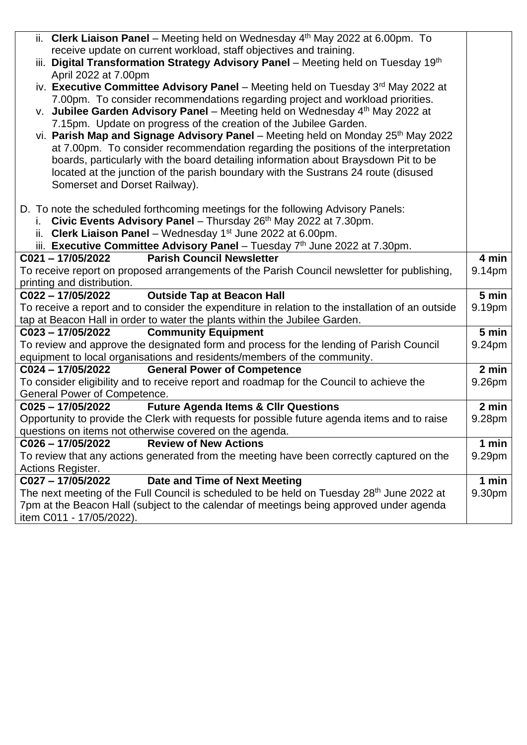| | |
|---|---|
| ii. **Clerk Liaison Panel** – Meeting held on Wednesday 4th May 2022 at 6.00pm. To receive update on current workload, staff objectives and training.<br>iii. **Digital Transformation Strategy Advisory Panel** – Meeting held on Tuesday 19th April 2022 at 7.00pm<br>iv. **Executive Committee Advisory Panel** – Meeting held on Tuesday 3rd May 2022 at 7.00pm. To consider recommendations regarding project and workload priorities.<br>v. **Jubilee Garden Advisory Panel** – Meeting held on Wednesday 4th May 2022 at 7.15pm. Update on progress of the creation of the Jubilee Garden.<br>vi. **Parish Map and Signage Advisory Panel** – Meeting held on Monday 25th May 2022 at 7.00pm. To consider recommendation regarding the positions of the interpretation boards, particularly with the board detailing information about Braysdown Pit to be located at the junction of the parish boundary with the Sustrans 24 route (disused Somerset and Dorset Railway).<br><br>D. To note the scheduled forthcoming meetings for the following Advisory Panels:<br>i. **Civic Events Advisory Panel** – Thursday 26th May 2022 at 7.30pm.<br>ii. **Clerk Liaison Panel** – Wednesday 1st June 2022 at 6.00pm.<br>iii. **Executive Committee Advisory Panel** – Tuesday 7th June 2022 at 7.30pm. | |
| **C021 – 17/05/2022 Parish Council Newsletter**<br>To receive report on proposed arrangements of the Parish Council newsletter for publishing, printing and distribution. | **4 min**<br>9.14pm |
| **C022 – 17/05/2022 Outside Tap at Beacon Hall**<br>To receive a report and to consider the expenditure in relation to the installation of an outside tap at Beacon Hall in order to water the plants within the Jubilee Garden. | **5 min**<br>9.19pm |
| **C023 – 17/05/2022 Community Equipment**<br>To review and approve the designated form and process for the lending of Parish Council equipment to local organisations and residents/members of the community. | **5 min**<br>9.24pm |
| **C024 – 17/05/2022 General Power of Competence**<br>To consider eligibility and to receive report and roadmap for the Council to achieve the General Power of Competence. | **2 min**<br>9.26pm |
| **C025 – 17/05/2022 Future Agenda Items & Cllr Questions**<br>Opportunity to provide the Clerk with requests for possible future agenda items and to raise questions on items not otherwise covered on the agenda. | **2 min**<br>9.28pm |
| **C026 – 17/05/2022 Review of New Actions**<br>To review that any actions generated from the meeting have been correctly captured on the Actions Register. | **1 min**<br>9.29pm |
| **C027 – 17/05/2022 Date and Time of Next Meeting**<br>The next meeting of the Full Council is scheduled to be held on Tuesday 28th June 2022 at 7pm at the Beacon Hall (subject to the calendar of meetings being approved under agenda item C011 - 17/05/2022). | **1 min**<br>9.30pm |